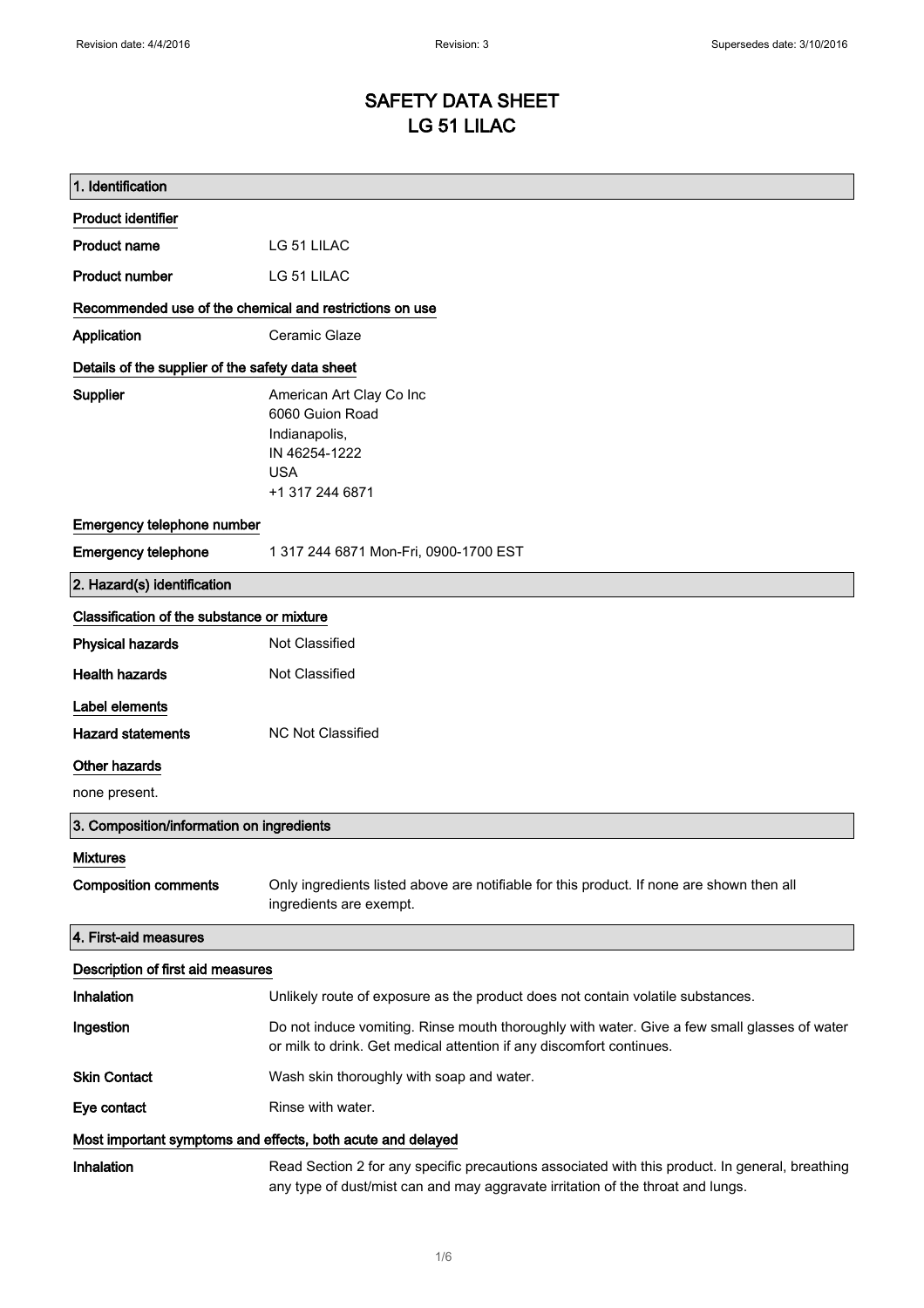# SAFETY DATA SHEET
# LG 51 LILAC

## 1. Identification

### Product identifier

**Product name** LG 51 LILAC

**Product number** LG 51 LILAC

### Recommended use of the chemical and restrictions on use

**Application** Ceramic Glaze

### Details of the supplier of the safety data sheet

**Supplier**
American Art Clay Co Inc
6060 Guion Road
Indianapolis,
IN 46254-1222
USA
+1 317 244 6871

### Emergency telephone number

**Emergency telephone** 1 317 244 6871 Mon-Fri, 0900-1700 EST

## 2. Hazard(s) identification

### Classification of the substance or mixture

**Physical hazards** Not Classified

**Health hazards** Not Classified

### Label elements

**Hazard statements** NC Not Classified

### Other hazards

none present.

## 3. Composition/information on ingredients

### Mixtures

**Composition comments** Only ingredients listed above are notifiable for this product. If none are shown then all ingredients are exempt.

## 4. First-aid measures

### Description of first aid measures

**Inhalation** Unlikely route of exposure as the product does not contain volatile substances.

**Ingestion** Do not induce vomiting. Rinse mouth thoroughly with water. Give a few small glasses of water or milk to drink. Get medical attention if any discomfort continues.

**Skin Contact** Wash skin thoroughly with soap and water.

**Eye contact** Rinse with water.

### Most important symptoms and effects, both acute and delayed

**Inhalation** Read Section 2 for any specific precautions associated with this product. In general, breathing any type of dust/mist can and may aggravate irritation of the throat and lungs.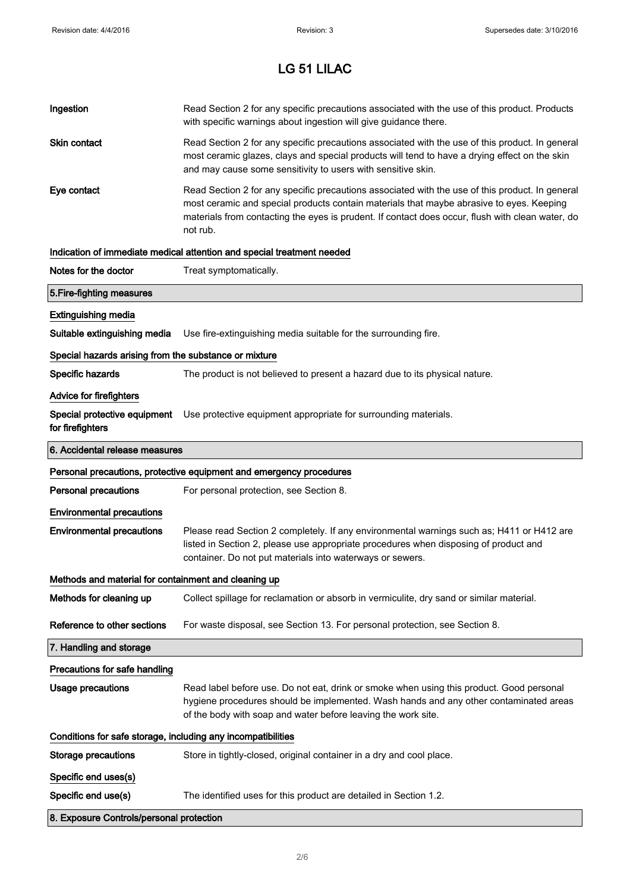# LG 51 LILAC

**Ingestion**
Read Section 2 for any specific precautions associated with the use of this product. Products with specific warnings about ingestion will give guidance there.

**Skin contact**
Read Section 2 for any specific precautions associated with the use of this product. In general most ceramic glazes, clays and special products will tend to have a drying effect on the skin and may cause some sensitivity to users with sensitive skin.

**Eye contact**
Read Section 2 for any specific precautions associated with the use of this product. In general most ceramic and special products contain materials that maybe abrasive to eyes. Keeping materials from contacting the eyes is prudent. If contact does occur, flush with clean water, do not rub.

### Indication of immediate medical attention and special treatment needed

**Notes for the doctor**
Treat symptomatically.

## 5.Fire-fighting measures

### Extinguishing media

**Suitable extinguishing media**
Use fire-extinguishing media suitable for the surrounding fire.

### Special hazards arising from the substance or mixture

**Specific hazards**
The product is not believed to present a hazard due to its physical nature.

### Advice for firefighters

**Special protective equipment for firefighters**
Use protective equipment appropriate for surrounding materials.

## 6. Accidental release measures

### Personal precautions, protective equipment and emergency procedures

**Personal precautions**
For personal protection, see Section 8.

### Environmental precautions

**Environmental precautions**
Please read Section 2 completely. If any environmental warnings such as; H411 or H412 are listed in Section 2, please use appropriate procedures when disposing of product and container. Do not put materials into waterways or sewers.

### Methods and material for containment and cleaning up

**Methods for cleaning up**
Collect spillage for reclamation or absorb in vermiculite, dry sand or similar material.

**Reference to other sections**
For waste disposal, see Section 13. For personal protection, see Section 8.

## 7. Handling and storage

### Precautions for safe handling

**Usage precautions**
Read label before use. Do not eat, drink or smoke when using this product. Good personal hygiene procedures should be implemented. Wash hands and any other contaminated areas of the body with soap and water before leaving the work site.

### Conditions for safe storage, including any incompatibilities

**Storage precautions**
Store in tightly-closed, original container in a dry and cool place.

### Specific end uses(s)

**Specific end use(s)**
The identified uses for this product are detailed in Section 1.2.

## 8. Exposure Controls/personal protection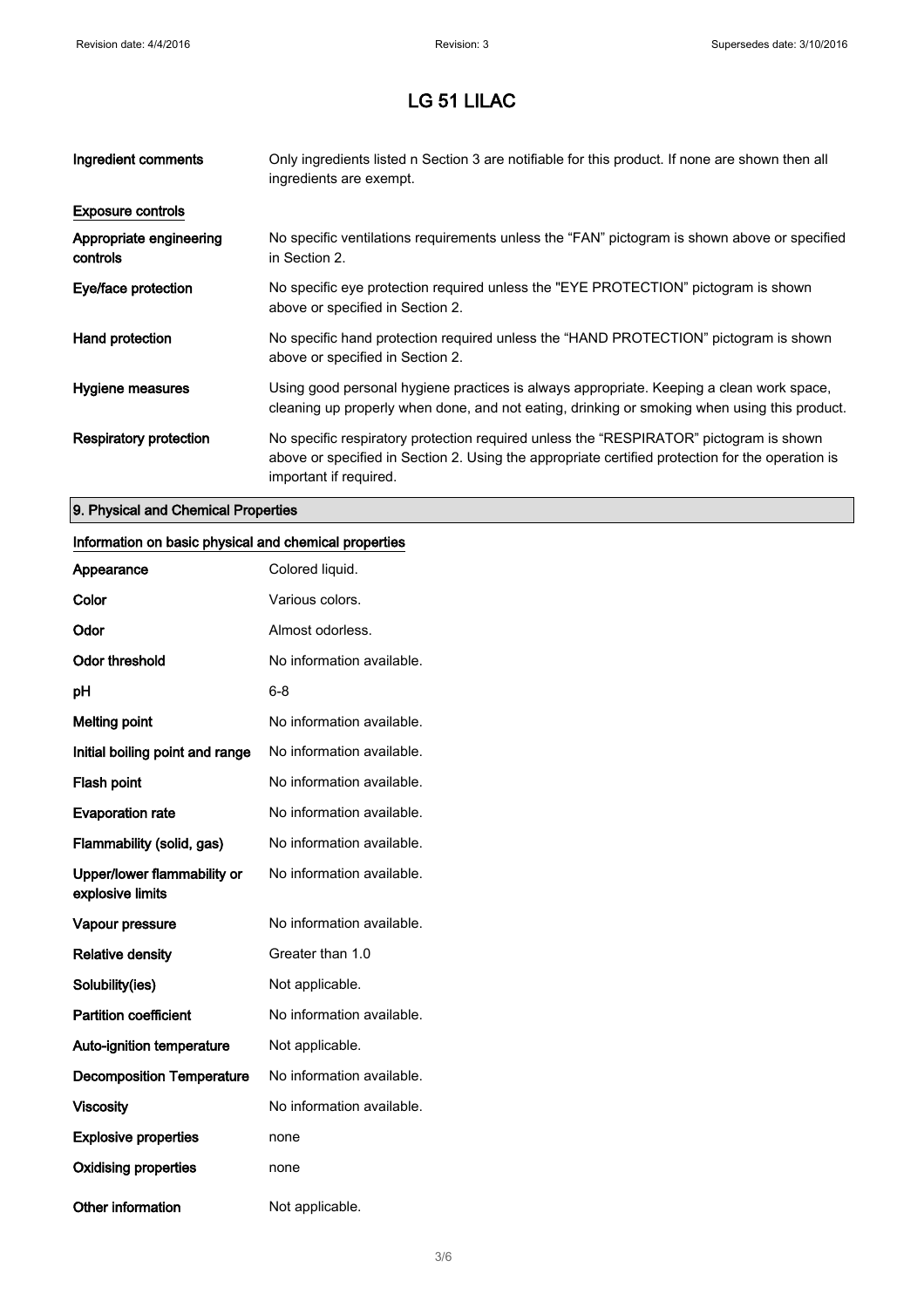| | |
|---|---|
| **Ingredient comments** | Only ingredients listed n Section 3 are notifiable for this product. If none are shown then all ingredients are exempt. |

**Exposure controls**

| | |
|---|---|
| **Appropriate engineering controls** | No specific ventilations requirements unless the "FAN" pictogram is shown above or specified in Section 2. |
| **Eye/face protection** | No specific eye protection required unless the "EYE PROTECTION" pictogram is shown above or specified in Section 2. |
| **Hand protection** | No specific hand protection required unless the "HAND PROTECTION" pictogram is shown above or specified in Section 2. |
| **Hygiene measures** | Using good personal hygiene practices is always appropriate. Keeping a clean work space, cleaning up properly when done, and not eating, drinking or smoking when using this product. |
| **Respiratory protection** | No specific respiratory protection required unless the "RESPIRATOR" pictogram is shown above or specified in Section 2. Using the appropriate certified protection for the operation is important if required. |

## 9. Physical and Chemical Properties

**Information on basic physical and chemical properties**

| | |
|---|---|
| **Appearance** | Colored liquid. |
| **Color** | Various colors. |
| **Odor** | Almost odorless. |
| **Odor threshold** | No information available. |
| **pH** | 6-8 |
| **Melting point** | No information available. |
| **Initial boiling point and range** | No information available. |
| **Flash point** | No information available. |
| **Evaporation rate** | No information available. |
| **Flammability (solid, gas)** | No information available. |
| **Upper/lower flammability or explosive limits** | No information available. |
| **Vapour pressure** | No information available. |
| **Relative density** | Greater than 1.0 |
| **Solubility(ies)** | Not applicable. |
| **Partition coefficient** | No information available. |
| **Auto-ignition temperature** | Not applicable. |
| **Decomposition Temperature** | No information available. |
| **Viscosity** | No information available. |
| **Explosive properties** | none |
| **Oxidising properties** | none |
| **Other information** | Not applicable. |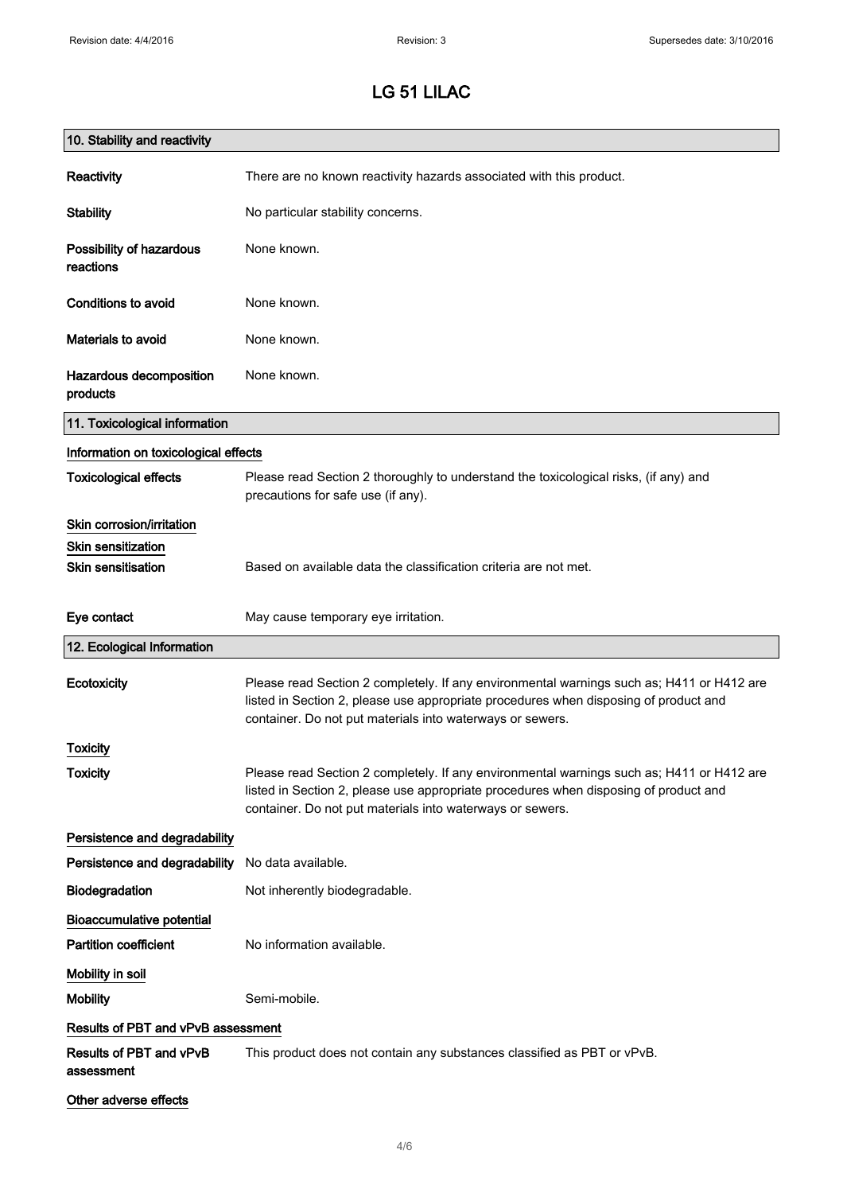# LG 51 LILAC

## 10. Stability and reactivity

| | |
|---|---|
| **Reactivity** | There are no known reactivity hazards associated with this product. |
| **Stability** | No particular stability concerns. |
| **Possibility of hazardous reactions** | None known. |
| **Conditions to avoid** | None known. |
| **Materials to avoid** | None known. |
| **Hazardous decomposition products** | None known. |

## 11. Toxicological information

### Information on toxicological effects

**Toxicological effects** Please read Section 2 thoroughly to understand the toxicological risks, (if any) and precautions for safe use (if any).

### Skin corrosion/irritation

### Skin sensitization

**Skin sensitisation** Based on available data the classification criteria are not met.

**Eye contact** May cause temporary eye irritation.

## 12. Ecological Information

**Ecotoxicity** Please read Section 2 completely. If any environmental warnings such as; H411 or H412 are listed in Section 2, please use appropriate procedures when disposing of product and container. Do not put materials into waterways or sewers.

### Toxicity

**Toxicity** Please read Section 2 completely. If any environmental warnings such as; H411 or H412 are listed in Section 2, please use appropriate procedures when disposing of product and container. Do not put materials into waterways or sewers.

### Persistence and degradability

**Persistence and degradability** No data available.

**Biodegradation** Not inherently biodegradable.

### Bioaccumulative potential

**Partition coefficient** No information available.

### Mobility in soil

**Mobility** Semi-mobile.

### Results of PBT and vPvB assessment

**Results of PBT and vPvB assessment** This product does not contain any substances classified as PBT or vPvB.

### Other adverse effects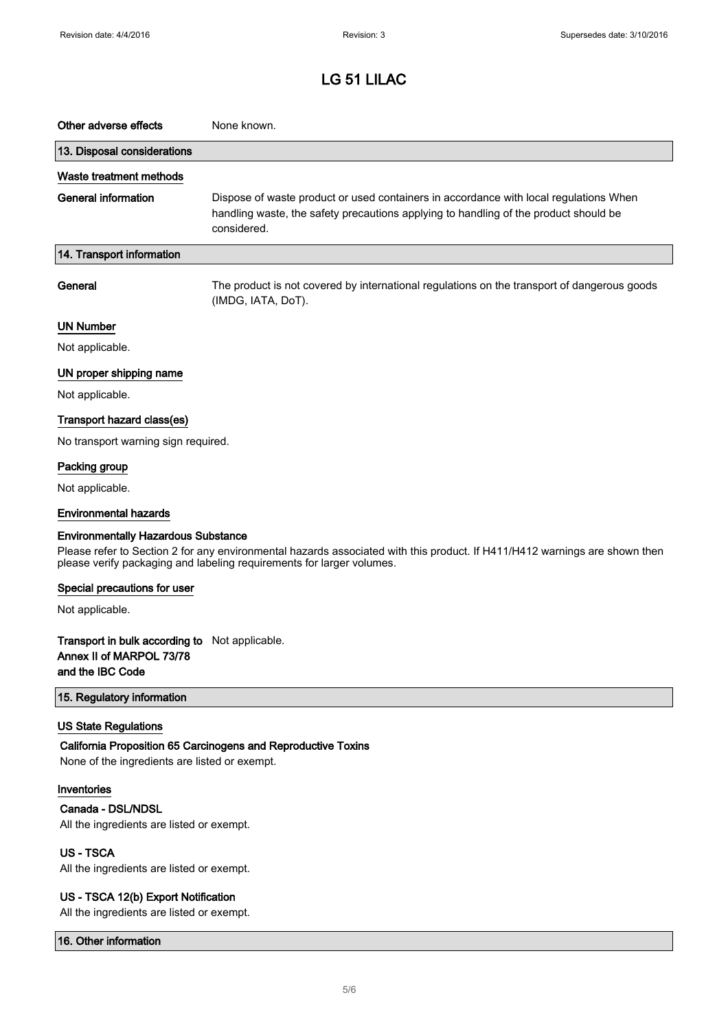# LG 51 LILAC

**Other adverse effects** None known.

## 13. Disposal considerations

### Waste treatment methods

**General information** Dispose of waste product or used containers in accordance with local regulations When handling waste, the safety precautions applying to handling of the product should be considered.

## 14. Transport information

**General** The product is not covered by international regulations on the transport of dangerous goods (IMDG, IATA, DoT).

### UN Number

Not applicable.

### UN proper shipping name

Not applicable.

### Transport hazard class(es)

No transport warning sign required.

### Packing group

Not applicable.

### Environmental hazards

**Environmentally Hazardous Substance**

Please refer to Section 2 for any environmental hazards associated with this product. If H411/H412 warnings are shown then please verify packaging and labeling requirements for larger volumes.

### Special precautions for user

Not applicable.

**Transport in bulk according to Annex II of MARPOL 73/78 and the IBC Code** Not applicable.

## 15. Regulatory information

### US State Regulations

**California Proposition 65 Carcinogens and Reproductive Toxins**

None of the ingredients are listed or exempt.

### Inventories

**Canada - DSL/NDSL**

All the ingredients are listed or exempt.

**US - TSCA**

All the ingredients are listed or exempt.

**US - TSCA 12(b) Export Notification**

All the ingredients are listed or exempt.

## 16. Other information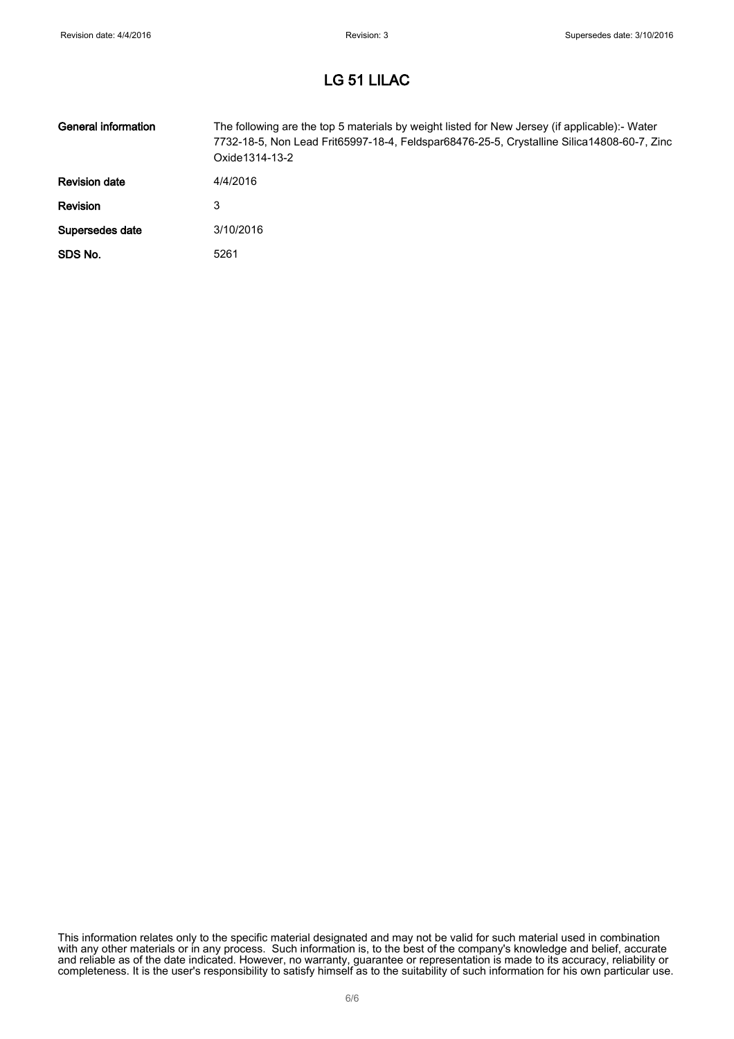# LG 51 LILAC

| | |
|---|---|
| **General information** | The following are the top 5 materials by weight listed for New Jersey (if applicable):- Water 7732-18-5, Non Lead Frit65997-18-4, Feldspar68476-25-5, Crystalline Silica14808-60-7, Zinc Oxide1314-13-2 |
| **Revision date** | 4/4/2016 |
| **Revision** | 3 |
| **Supersedes date** | 3/10/2016 |
| **SDS No.** | 5261 |

This information relates only to the specific material designated and may not be valid for such material used in combination with any other materials or in any process. Such information is, to the best of the company's knowledge and belief, accurate and reliable as of the date indicated. However, no warranty, guarantee or representation is made to its accuracy, reliability or completeness. It is the user's responsibility to satisfy himself as to the suitability of such information for his own particular use.